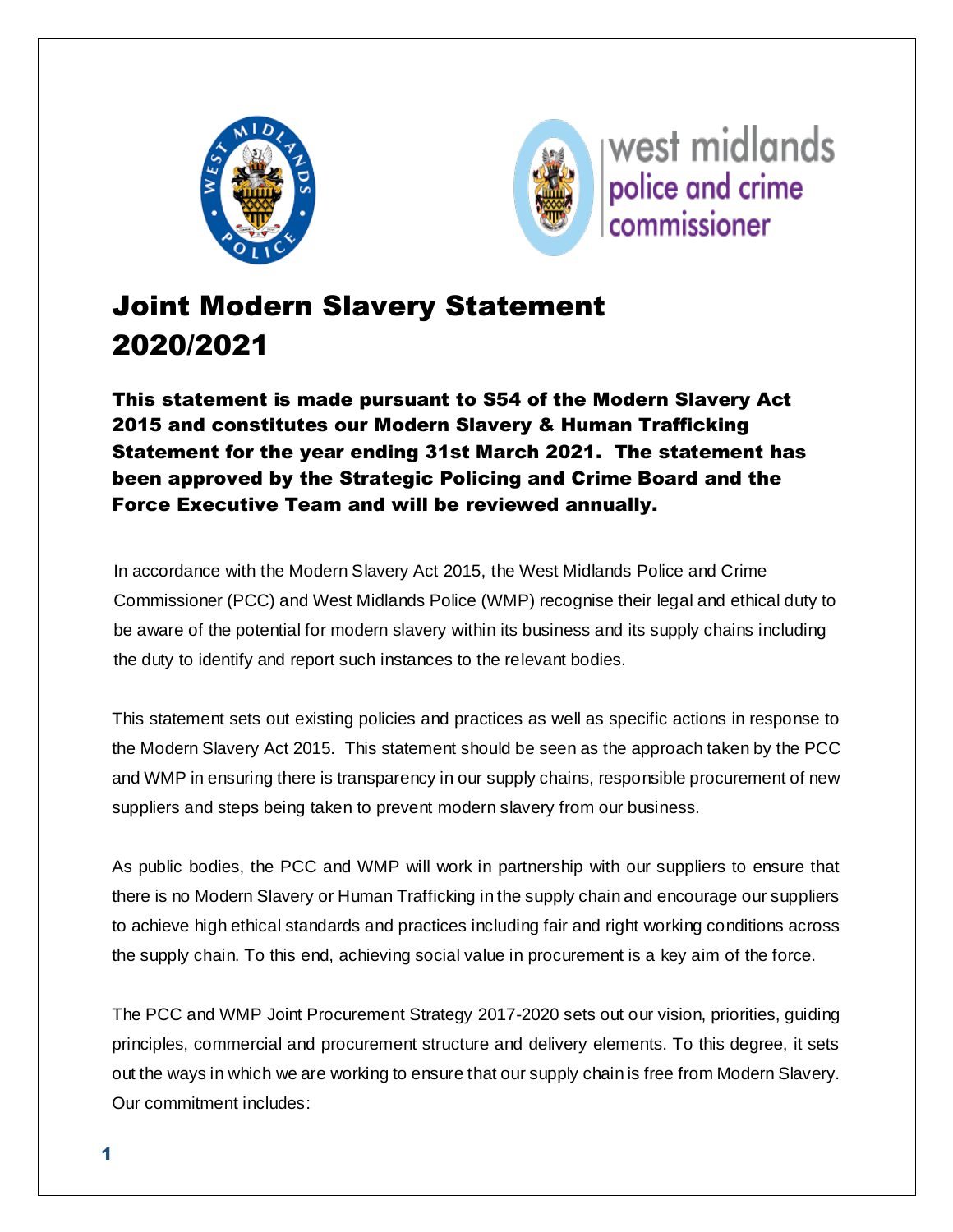# Joint Modern Slavery Statement 2020/2021

**This statement is made pursuant to S54 of the Modern Slavery Act 2015 and constitutes our Modern Slavery & Human Trafficking Statement for the year ending 31st March 2021. The statement has been approved by the Strategic Policing and Crime Board and the Force Executive Team and will be reviewed annually.**

In accordance with the Modern Slavery Act 2015, the West Midlands Police and Crime Commissioner (PCC) and West Midlands Police (WMP) recognise their legal and ethical duty to be aware of the potential for modern slavery within its business and its supply chains including the duty to identify and report such instances to the relevant bodies.

This statement sets out existing policies and practices as well as specific actions in response to the Modern Slavery Act 2015. This statement should be seen as the approach taken by the PCC and WMP in ensuring there is transparency in our supply chains, responsible procurement of new suppliers and steps being taken to prevent modern slavery from our business.

As public bodies, the PCC and WMP will work in partnership with our suppliers to ensure that there is no Modern Slavery or Human Trafficking in the supply chain and encourage our suppliers to achieve high ethical standards and practices including fair and right working conditions across the supply chain. To this end, achieving social value in procurement is a key aim of the force.

The PCC and WMP Joint Procurement Strategy 2017-2020 sets out our vision, priorities, guiding principles, commercial and procurement structure and delivery elements. To this degree, it sets out the ways in which we are working to ensure that our supply chain is free from Modern Slavery. Our commitment includes: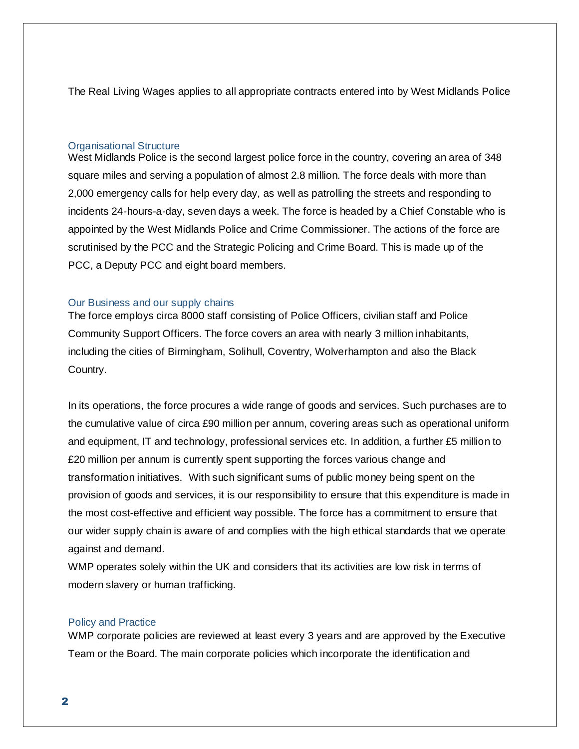The Real Living Wages applies to all appropriate contracts entered into by West Midlands Police

## Organisational Structure

West Midlands Police is the second largest police force in the country, covering an area of 348 square miles and serving a population of almost 2.8 million. The force deals with more than 2,000 emergency calls for help every day, as well as patrolling the streets and responding to incidents 24-hours-a-day, seven days a week. The force is headed by a Chief Constable who is appointed by the West Midlands Police and Crime Commissioner. The actions of the force are scrutinised by the PCC and the Strategic Policing and Crime Board. This is made up of the PCC, a Deputy PCC and eight board members.

## Our Business and our supply chains

The force employs circa 8000 staff consisting of Police Officers, civilian staff and Police Community Support Officers. The force covers an area with nearly 3 million inhabitants, including the cities of Birmingham, Solihull, Coventry, Wolverhampton and also the Black Country.

In its operations, the force procures a wide range of goods and services. Such purchases are to the cumulative value of circa £90 million per annum, covering areas such as operational uniform and equipment, IT and technology, professional services etc. In addition, a further £5 million to £20 million per annum is currently spent supporting the forces various change and transformation initiatives. With such significant sums of public money being spent on the provision of goods and services, it is our responsibility to ensure that this expenditure is made in the most cost-effective and efficient way possible. The force has a commitment to ensure that our wider supply chain is aware of and complies with the high ethical standards that we operate against and demand.

WMP operates solely within the UK and considers that its activities are low risk in terms of modern slavery or human trafficking.

## Policy and Practice

WMP corporate policies are reviewed at least every 3 years and are approved by the Executive Team or the Board. The main corporate policies which incorporate the identification and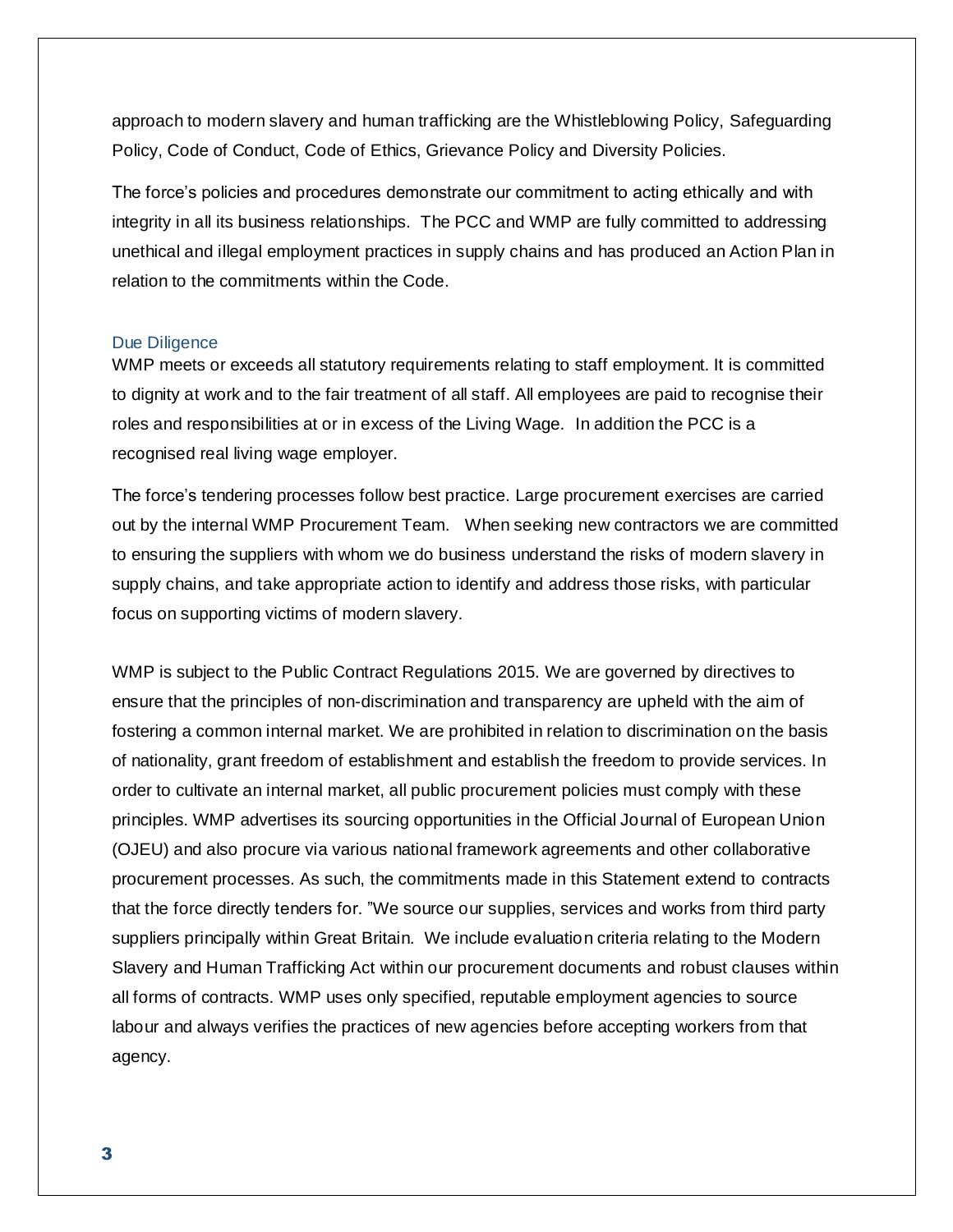approach to modern slavery and human trafficking are the Whistleblowing Policy, Safeguarding Policy, Code of Conduct, Code of Ethics, Grievance Policy and Diversity Policies.

The force's policies and procedures demonstrate our commitment to acting ethically and with integrity in all its business relationships. The PCC and WMP are fully committed to addressing unethical and illegal employment practices in supply chains and has produced an Action Plan in relation to the commitments within the Code.

## Due Diligence

WMP meets or exceeds all statutory requirements relating to staff employment. It is committed to dignity at work and to the fair treatment of all staff. All employees are paid to recognise their roles and responsibilities at or in excess of the Living Wage. In addition the PCC is a recognised real living wage employer.

The force's tendering processes follow best practice. Large procurement exercises are carried out by the internal WMP Procurement Team. When seeking new contractors we are committed to ensuring the suppliers with whom we do business understand the risks of modern slavery in supply chains, and take appropriate action to identify and address those risks, with particular focus on supporting victims of modern slavery.

WMP is subject to the Public Contract Regulations 2015. We are governed by directives to ensure that the principles of non-discrimination and transparency are upheld with the aim of fostering a common internal market. We are prohibited in relation to discrimination on the basis of nationality, grant freedom of establishment and establish the freedom to provide services. In order to cultivate an internal market, all public procurement policies must comply with these principles. WMP advertises its sourcing opportunities in the Official Journal of European Union (OJEU) and also procure via various national framework agreements and other collaborative procurement processes. As such, the commitments made in this Statement extend to contracts that the force directly tenders for. "We source our supplies, services and works from third party suppliers principally within Great Britain. We include evaluation criteria relating to the Modern Slavery and Human Trafficking Act within our procurement documents and robust clauses within all forms of contracts. WMP uses only specified, reputable employment agencies to source labour and always verifies the practices of new agencies before accepting workers from that agency.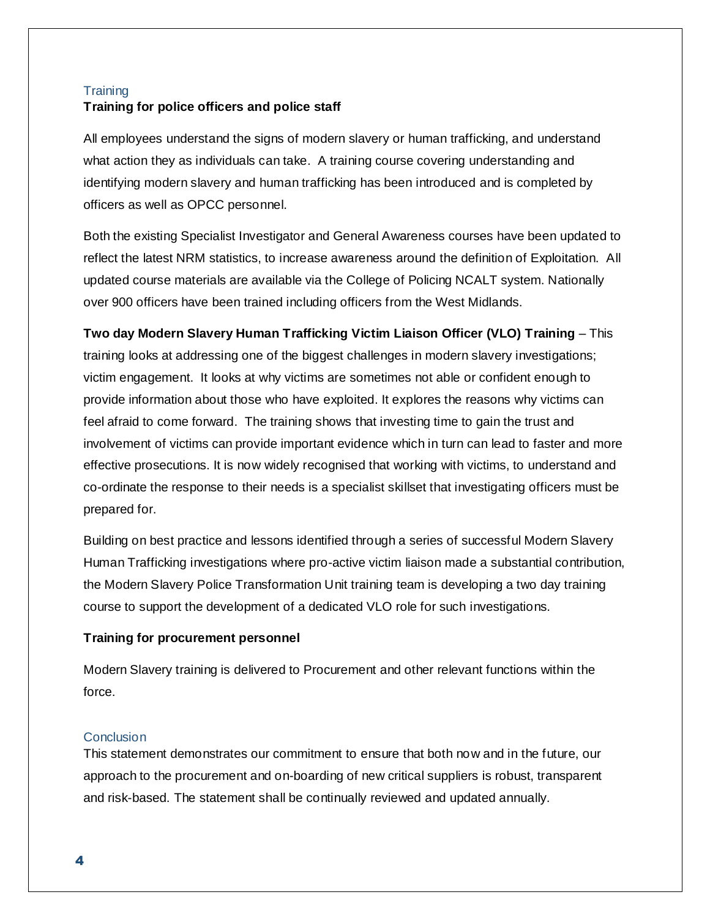## Training

### Training for police officers and police staff

All employees understand the signs of modern slavery or human trafficking, and understand what action they as individuals can take. A training course covering understanding and identifying modern slavery and human trafficking has been introduced and is completed by officers as well as OPCC personnel.

Both the existing Specialist Investigator and General Awareness courses have been updated to reflect the latest NRM statistics, to increase awareness around the definition of Exploitation. All updated course materials are available via the College of Policing NCALT system. Nationally over 900 officers have been trained including officers from the West Midlands.

**Two day Modern Slavery Human Trafficking Victim Liaison Officer (VLO) Training** – This training looks at addressing one of the biggest challenges in modern slavery investigations; victim engagement. It looks at why victims are sometimes not able or confident enough to provide information about those who have exploited. It explores the reasons why victims can feel afraid to come forward. The training shows that investing time to gain the trust and involvement of victims can provide important evidence which in turn can lead to faster and more effective prosecutions. It is now widely recognised that working with victims, to understand and co-ordinate the response to their needs is a specialist skillset that investigating officers must be prepared for.

Building on best practice and lessons identified through a series of successful Modern Slavery Human Trafficking investigations where pro-active victim liaison made a substantial contribution, the Modern Slavery Police Transformation Unit training team is developing a two day training course to support the development of a dedicated VLO role for such investigations.

### Training for procurement personnel

Modern Slavery training is delivered to Procurement and other relevant functions within the force.

## Conclusion

This statement demonstrates our commitment to ensure that both now and in the future, our approach to the procurement and on-boarding of new critical suppliers is robust, transparent and risk-based. The statement shall be continually reviewed and updated annually.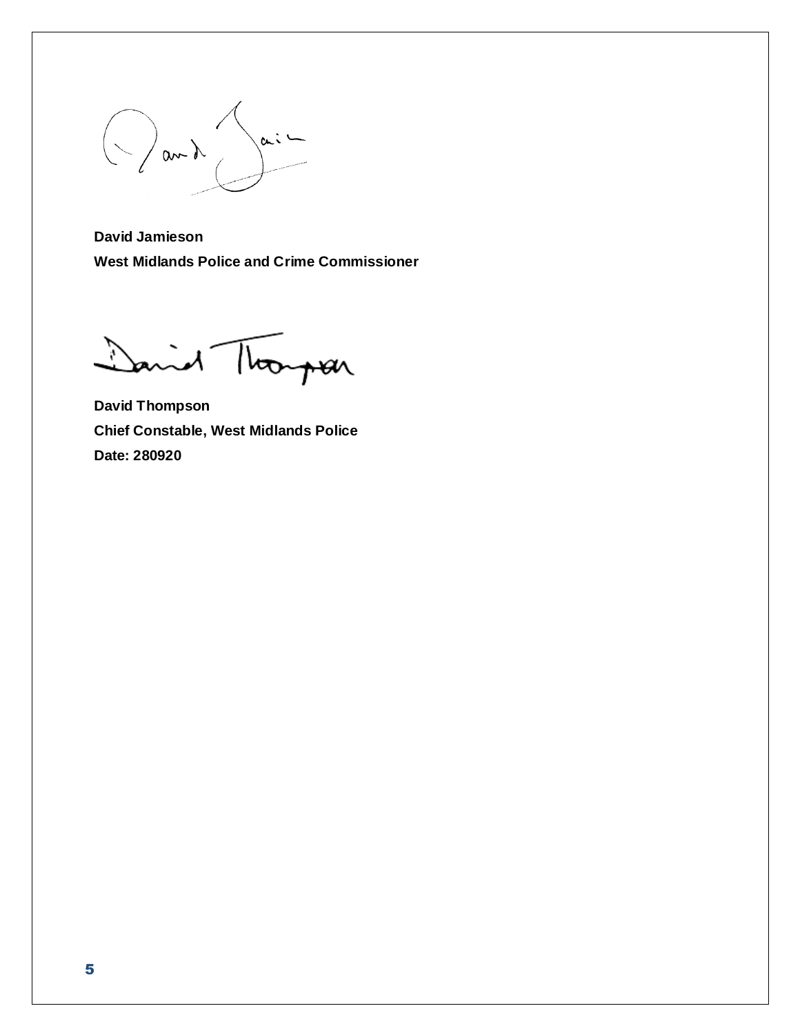**David Jamieson**

**West Midlands Police and Crime Commissioner**

**David Thompson**

**Chief Constable, West Midlands Police**

**Date: 280920**